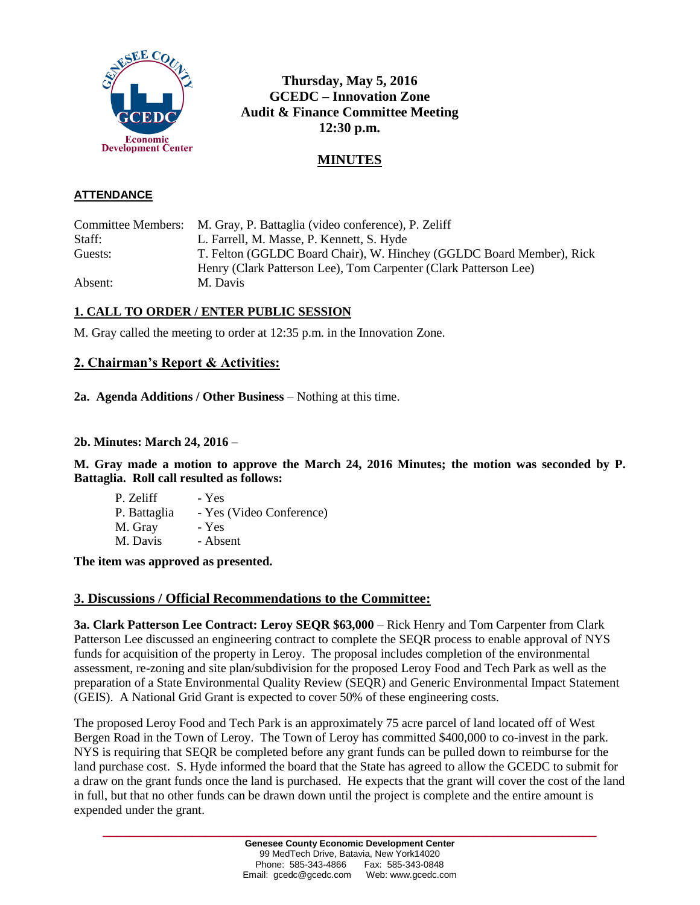# Thursday, May 5, 2016
# GCEDC – Innovation Zone
# Audit & Finance Committee Meeting
# 12:30 p.m.

## MINUTES

### ATTENDANCE

| | |
|---|---|
| Committee Members: | M. Gray, P. Battaglia (video conference), P. Zeliff |
| Staff: | L. Farrell, M. Masse, P. Kennett, S. Hyde |
| Guests: | T. Felton (GGLDC Board Chair), W. Hinchey (GGLDC Board Member), Rick Henry (Clark Patterson Lee), Tom Carpenter (Clark Patterson Lee) |
| Absent: | M. Davis |

### 1. CALL TO ORDER / ENTER PUBLIC SESSION

M. Gray called the meeting to order at 12:35 p.m. in the Innovation Zone.

### 2. Chairman's Report & Activities:

**2a. Agenda Additions / Other Business** – Nothing at this time.

**2b. Minutes: March 24, 2016** –

**M. Gray made a motion to approve the March 24, 2016 Minutes; the motion was seconded by P. Battaglia. Roll call resulted as follows:**

| | |
|---|---|
| P. Zeliff | - Yes |
| P. Battaglia | - Yes (Video Conference) |
| M. Gray | - Yes |
| M. Davis | - Absent |

**The item was approved as presented.**

### 3. Discussions / Official Recommendations to the Committee:

**3a. Clark Patterson Lee Contract: Leroy SEQR $63,000** – Rick Henry and Tom Carpenter from Clark Patterson Lee discussed an engineering contract to complete the SEQR process to enable approval of NYS funds for acquisition of the property in Leroy. The proposal includes completion of the environmental assessment, re-zoning and site plan/subdivision for the proposed Leroy Food and Tech Park as well as the preparation of a State Environmental Quality Review (SEQR) and Generic Environmental Impact Statement (GEIS). A National Grid Grant is expected to cover 50% of these engineering costs.

The proposed Leroy Food and Tech Park is an approximately 75 acre parcel of land located off of West Bergen Road in the Town of Leroy. The Town of Leroy has committed $400,000 to co-invest in the park. NYS is requiring that SEQR be completed before any grant funds can be pulled down to reimburse for the land purchase cost. S. Hyde informed the board that the State has agreed to allow the GCEDC to submit for a draw on the grant funds once the land is purchased. He expects that the grant will cover the cost of the land in full, but that no other funds can be drawn down until the project is complete and the entire amount is expended under the grant.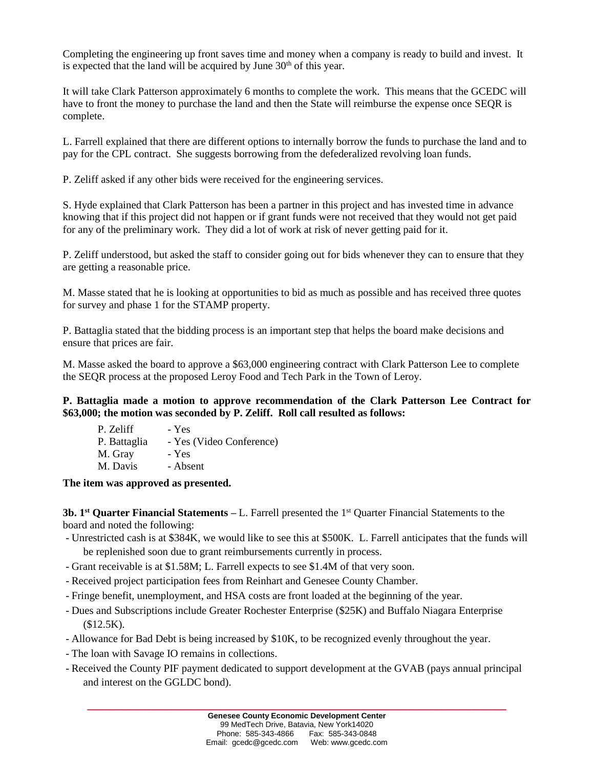Completing the engineering up front saves time and money when a company is ready to build and invest. It is expected that the land will be acquired by June 30th of this year.

It will take Clark Patterson approximately 6 months to complete the work. This means that the GCEDC will have to front the money to purchase the land and then the State will reimburse the expense once SEQR is complete.

L. Farrell explained that there are different options to internally borrow the funds to purchase the land and to pay for the CPL contract. She suggests borrowing from the defederalized revolving loan funds.

P. Zeliff asked if any other bids were received for the engineering services.

S. Hyde explained that Clark Patterson has been a partner in this project and has invested time in advance knowing that if this project did not happen or if grant funds were not received that they would not get paid for any of the preliminary work. They did a lot of work at risk of never getting paid for it.

P. Zeliff understood, but asked the staff to consider going out for bids whenever they can to ensure that they are getting a reasonable price.

M. Masse stated that he is looking at opportunities to bid as much as possible and has received three quotes for survey and phase 1 for the STAMP property.

P. Battaglia stated that the bidding process is an important step that helps the board make decisions and ensure that prices are fair.

M. Masse asked the board to approve a $63,000 engineering contract with Clark Patterson Lee to complete the SEQR process at the proposed Leroy Food and Tech Park in the Town of Leroy.

**P. Battaglia made a motion to approve recommendation of the Clark Patterson Lee Contract for $63,000; the motion was seconded by P. Zeliff. Roll call resulted as follows:**

P. Zeliff - Yes
P. Battaglia - Yes (Video Conference)
M. Gray - Yes
M. Davis - Absent

**The item was approved as presented.**

**3b. 1st Quarter Financial Statements –** L. Farrell presented the 1st Quarter Financial Statements to the board and noted the following:

- Unrestricted cash is at $384K, we would like to see this at $500K. L. Farrell anticipates that the funds will be replenished soon due to grant reimbursements currently in process.
- Grant receivable is at $1.58M; L. Farrell expects to see $1.4M of that very soon.
- Received project participation fees from Reinhart and Genesee County Chamber.
- Fringe benefit, unemployment, and HSA costs are front loaded at the beginning of the year.
- Dues and Subscriptions include Greater Rochester Enterprise ($25K) and Buffalo Niagara Enterprise ($12.5K).
- Allowance for Bad Debt is being increased by $10K, to be recognized evenly throughout the year.
- The loan with Savage IO remains in collections.
- Received the County PIF payment dedicated to support development at the GVAB (pays annual principal and interest on the GGLDC bond).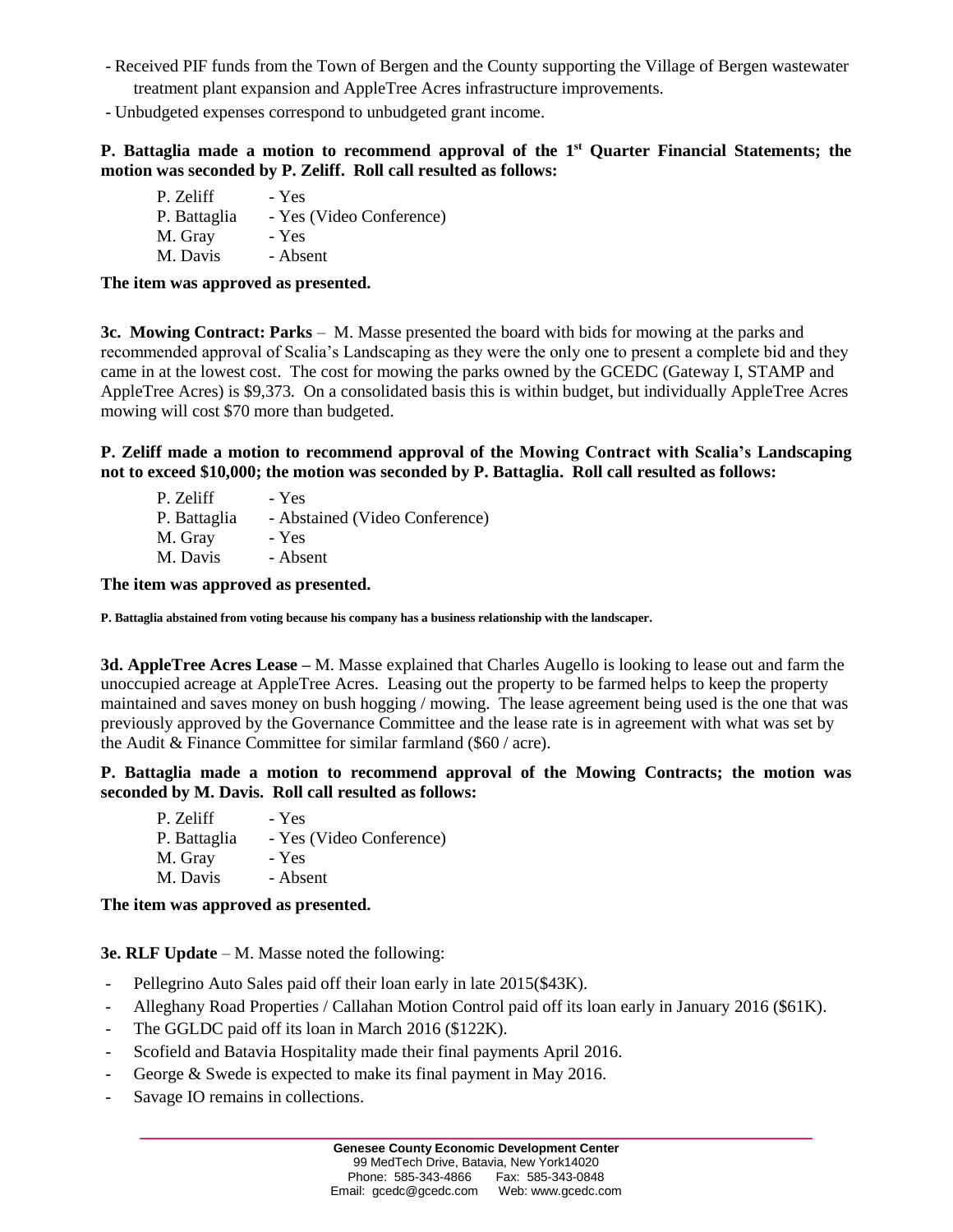- Received PIF funds from the Town of Bergen and the County supporting the Village of Bergen wastewater treatment plant expansion and AppleTree Acres infrastructure improvements.
- Unbudgeted expenses correspond to unbudgeted grant income.

**P. Battaglia made a motion to recommend approval of the 1st Quarter Financial Statements; the motion was seconded by P. Zeliff. Roll call resulted as follows:**

| | |
|---|---|
| P. Zeliff | - Yes |
| P. Battaglia | - Yes (Video Conference) |
| M. Gray | - Yes |
| M. Davis | - Absent |

**The item was approved as presented.**

**3c. Mowing Contract: Parks** – M. Masse presented the board with bids for mowing at the parks and recommended approval of Scalia's Landscaping as they were the only one to present a complete bid and they came in at the lowest cost. The cost for mowing the parks owned by the GCEDC (Gateway I, STAMP and AppleTree Acres) is $9,373. On a consolidated basis this is within budget, but individually AppleTree Acres mowing will cost $70 more than budgeted.

**P. Zeliff made a motion to recommend approval of the Mowing Contract with Scalia's Landscaping not to exceed $10,000; the motion was seconded by P. Battaglia. Roll call resulted as follows:**

| | |
|---|---|
| P. Zeliff | - Yes |
| P. Battaglia | - Abstained (Video Conference) |
| M. Gray | - Yes |
| M. Davis | - Absent |

**The item was approved as presented.**

**P. Battaglia abstained from voting because his company has a business relationship with the landscaper.**

**3d. AppleTree Acres Lease –** M. Masse explained that Charles Augello is looking to lease out and farm the unoccupied acreage at AppleTree Acres. Leasing out the property to be farmed helps to keep the property maintained and saves money on bush hogging / mowing. The lease agreement being used is the one that was previously approved by the Governance Committee and the lease rate is in agreement with what was set by the Audit & Finance Committee for similar farmland ($60 / acre).

**P. Battaglia made a motion to recommend approval of the Mowing Contracts; the motion was seconded by M. Davis. Roll call resulted as follows:**

| | |
|---|---|
| P. Zeliff | - Yes |
| P. Battaglia | - Yes (Video Conference) |
| M. Gray | - Yes |
| M. Davis | - Absent |

**The item was approved as presented.**

**3e. RLF Update** – M. Masse noted the following:

- Pellegrino Auto Sales paid off their loan early in late 2015($43K).
- Alleghany Road Properties / Callahan Motion Control paid off its loan early in January 2016 ($61K).
- The GGLDC paid off its loan in March 2016 ($122K).
- Scofield and Batavia Hospitality made their final payments April 2016.
- George & Swede is expected to make its final payment in May 2016.
- Savage IO remains in collections.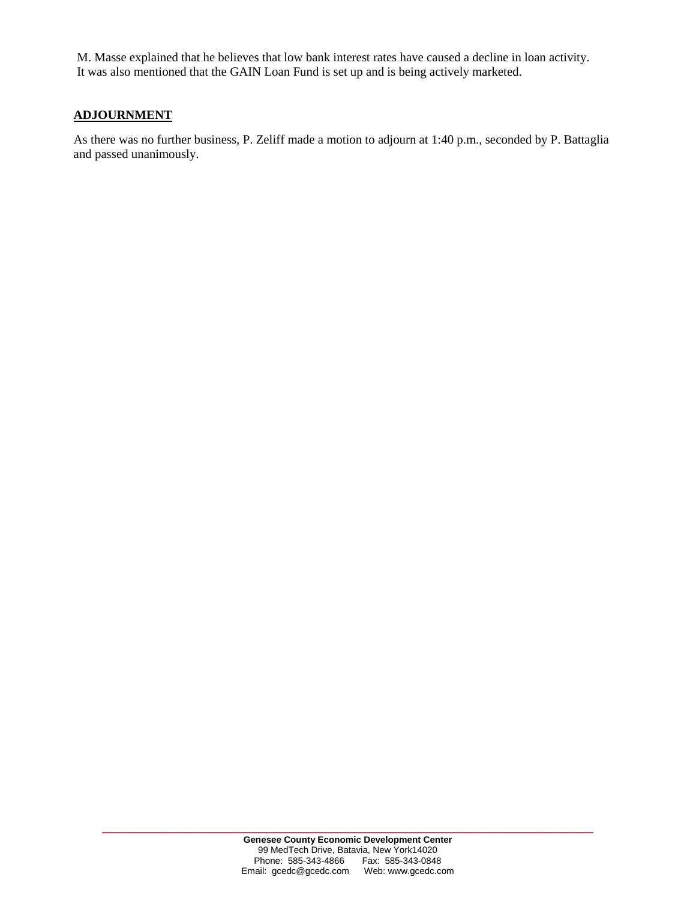M. Masse explained that he believes that low bank interest rates have caused a decline in loan activity. It was also mentioned that the GAIN Loan Fund is set up and is being actively marketed.

**ADJOURNMENT**

As there was no further business, P. Zeliff made a motion to adjourn at 1:40 p.m., seconded by P. Battaglia and passed unanimously.